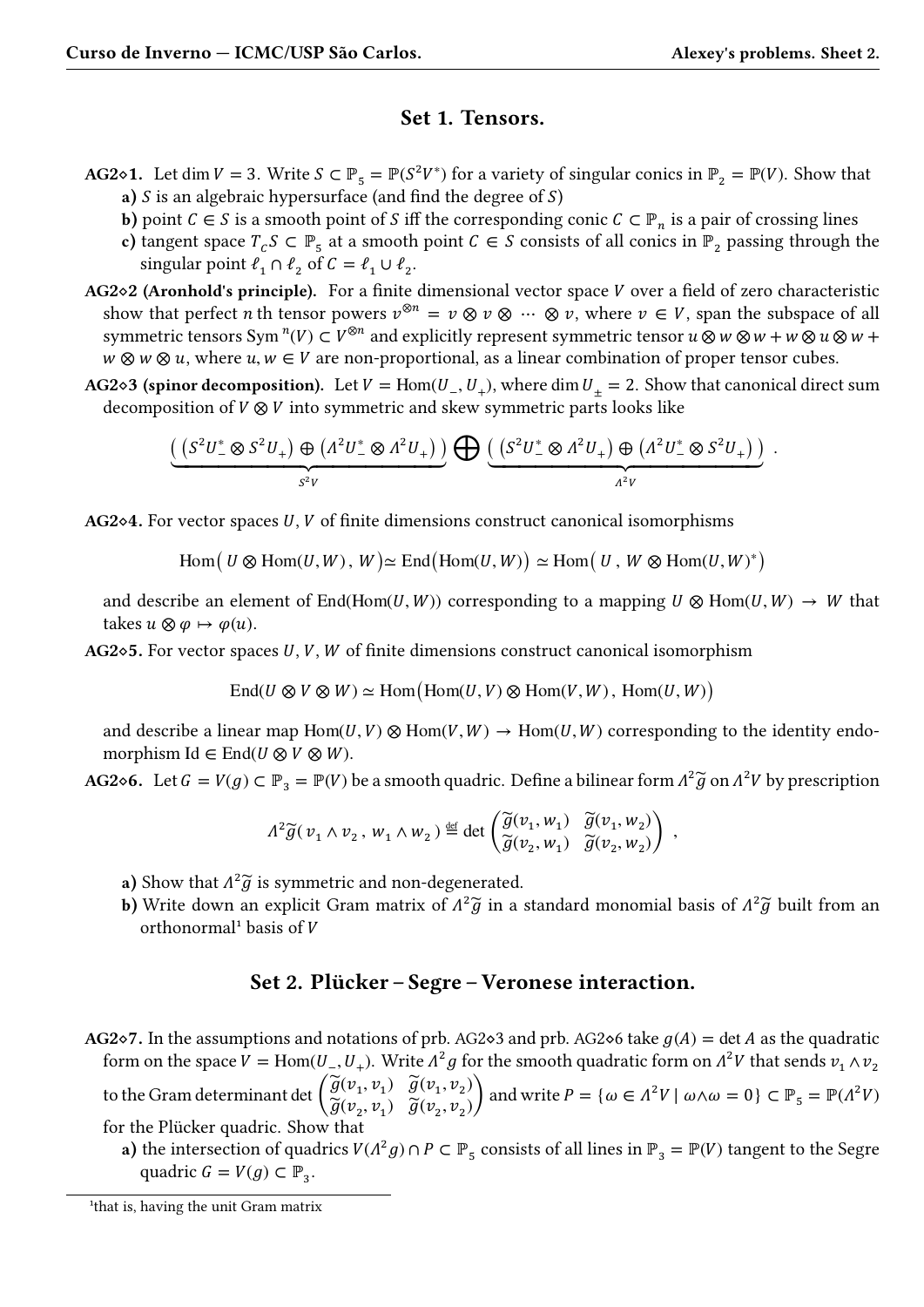## Set 1. Tensors.

**AG2◇1.** Let $\dim V = 3$. Write $S \subset \mathbb{P}_5 = \mathbb{P}(S^2V^*)$ for a variety of singular conics in $\mathbb{P}_2 = \mathbb{P}(V)$. Show that

**a)** $S$ is an algebraic hypersurface (and find the degree of $S$)

**b)** point $C \in S$ is a smooth point of $S$ iff the corresponding conic $C \subset \mathbb{P}_n$ is a pair of crossing lines

**c)** tangent space $T_C S \subset \mathbb{P}_5$ at a smooth point $C \in S$ consists of all conics in $\mathbb{P}_2$ passing through the singular point $\ell_1 \cap \ell_2$ of $C = \ell_1 \cup \ell_2$.

**AG2◇2 (Aronhold's principle).** For a finite dimensional vector space $V$ over a field of zero characteristic show that perfect $n$ th tensor powers $v^{\otimes n} = v \otimes v \otimes \cdots \otimes v$, where $v \in V$, span the subspace of all symmetric tensors $\operatorname{Sym}^n(V) \subset V^{\otimes n}$ and explicitly represent symmetric tensor $u \otimes w \otimes w + w \otimes u \otimes w + w \otimes w \otimes u$, where $u, w \in V$ are non-proportional, as a linear combination of proper tensor cubes.

**AG2◇3 (spinor decomposition).** Let $V = \operatorname{Hom}(U_-, U_+)$, where $\dim U_\pm = 2$. Show that canonical direct sum decomposition of $V \otimes V$ into symmetric and skew symmetric parts looks like

$$\underbrace{\left( \left(S^2U_-^* \otimes S^2U_+\right) \oplus \left(\Lambda^2U_-^* \otimes \Lambda^2U_+\right) \right)}_{S^2V} \bigoplus \underbrace{\left( \left(S^2U_-^* \otimes \Lambda^2U_+\right) \oplus \left(\Lambda^2U_-^* \otimes S^2U_+\right) \right)}_{\Lambda^2V} .$$

**AG2◇4.** For vector spaces $U, V$ of finite dimensions construct canonical isomorphisms

$$\operatorname{Hom}\big( U \otimes \operatorname{Hom}(U,W) \,,\, W \big) \simeq \operatorname{End}\big(\operatorname{Hom}(U,W)\big) \simeq \operatorname{Hom}\big( U \,,\, W \otimes \operatorname{Hom}(U,W)^* \big)$$

and describe an element of $\operatorname{End}(\operatorname{Hom}(U,W))$ corresponding to a mapping $U \otimes \operatorname{Hom}(U,W) \to W$ that takes $u \otimes \varphi \mapsto \varphi(u)$.

**AG2◇5.** For vector spaces $U, V, W$ of finite dimensions construct canonical isomorphism

$$\operatorname{End}(U \otimes V \otimes W) \simeq \operatorname{Hom}\big(\operatorname{Hom}(U,V) \otimes \operatorname{Hom}(V,W) \,,\, \operatorname{Hom}(U,W)\big)$$

and describe a linear map $\operatorname{Hom}(U,V) \otimes \operatorname{Hom}(V,W) \to \operatorname{Hom}(U,W)$ corresponding to the identity endomorphism $\operatorname{Id} \in \operatorname{End}(U \otimes V \otimes W)$.

**AG2◇6.** Let $G = V(g) \subset \mathbb{P}_3 = \mathbb{P}(V)$ be a smooth quadric. Define a bilinear form $\Lambda^2\widetilde{g}$ on $\Lambda^2V$ by prescription

$$\Lambda^2\widetilde{g}(\, v_1 \wedge v_2 \,,\, w_1 \wedge w_2 \,) \overset{\text{def}}{=} \det \begin{pmatrix} \widetilde{g}(v_1, w_1) & \widetilde{g}(v_1, w_2) \\ \widetilde{g}(v_2, w_1) & \widetilde{g}(v_2, w_2) \end{pmatrix} ,$$

**a)** Show that $\Lambda^2\widetilde{g}$ is symmetric and non-degenerated.

**b)** Write down an explicit Gram matrix of $\Lambda^2\widetilde{g}$ in a standard monomial basis of $\Lambda^2\widetilde{g}$ built from an orthonormal[1] basis of $V$

## Set 2. Plücker – Segre – Veronese interaction.

**AG2◇7.** In the assumptions and notations of prb. AG2◇3 and prb. AG2◇6 take $g(A) = \det A$ as the quadratic form on the space $V = \operatorname{Hom}(U_-, U_+)$. Write $\Lambda^2 g$ for the smooth quadratic form on $\Lambda^2V$ that sends $v_1 \wedge v_2$ to the Gram determinant $\det \begin{pmatrix} \widetilde{g}(v_1, v_1) & \widetilde{g}(v_1, v_2) \\ \widetilde{g}(v_2, v_1) & \widetilde{g}(v_2, v_2) \end{pmatrix}$ and write $P = \{\omega \in \Lambda^2V \mid \omega \wedge \omega = 0\} \subset \mathbb{P}_5 = \mathbb{P}(\Lambda^2V)$ for the Plücker quadric. Show that

**a)** the intersection of quadrics $V(\Lambda^2g) \cap P \subset \mathbb{P}_5$ consists of all lines in $\mathbb{P}_3 = \mathbb{P}(V)$ tangent to the Segre quadric $G = V(g) \subset \mathbb{P}_3$.

---

[1] that is, having the unit Gram matrix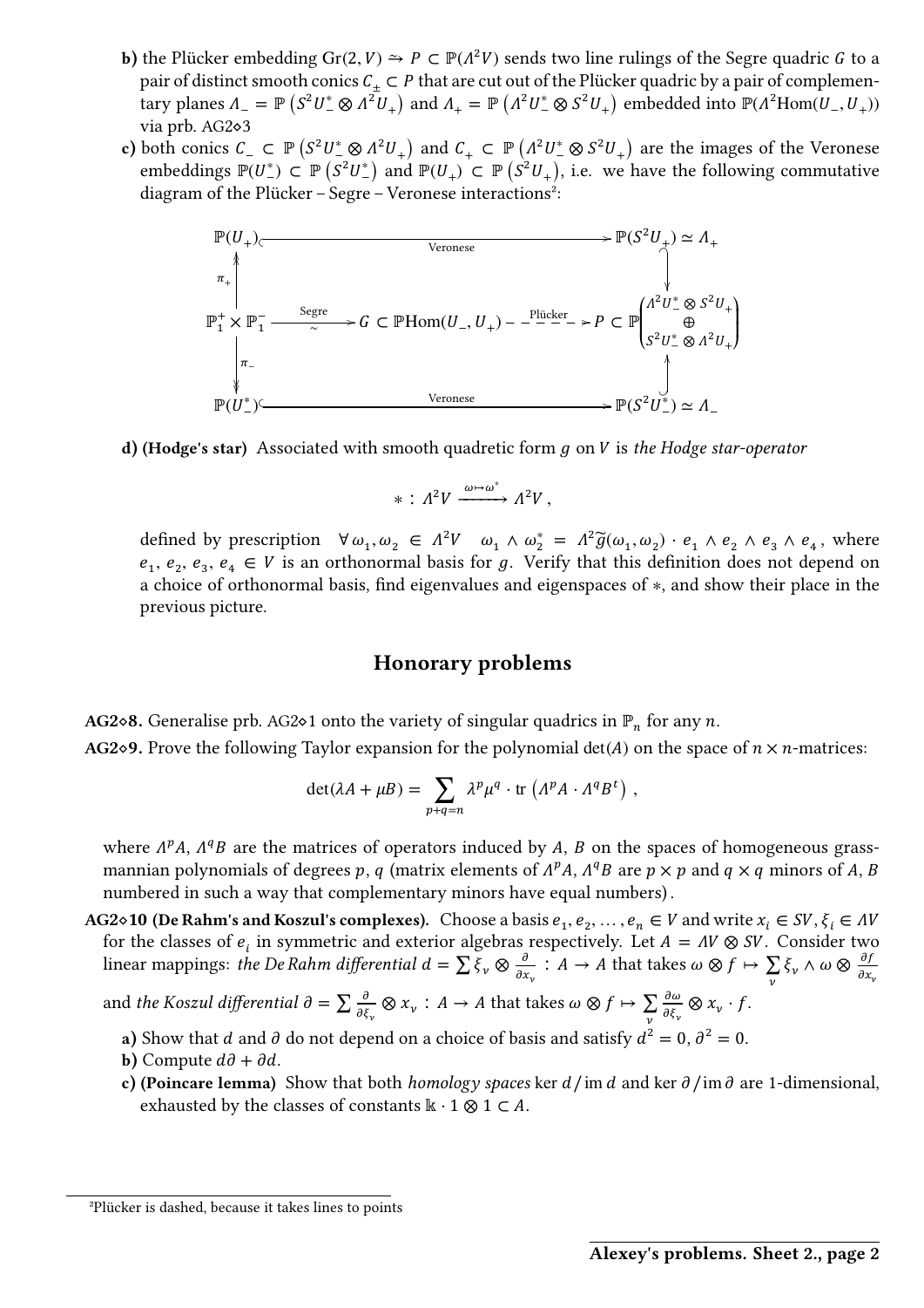**b)** the Plücker embedding $\mathrm{Gr}(2,V) \xrightarrow{\sim} P \subset \mathbb{P}(\Lambda^2 V)$ sends two line rulings of the Segre quadric $G$ to a pair of distinct smooth conics $C_\pm \subset P$ that are cut out of the Plücker quadric by a pair of complementary planes $\Lambda_- = \mathbb{P}\left(S^2 U_-^* \otimes \Lambda^2 U_+\right)$ and $\Lambda_+ = \mathbb{P}\left(\Lambda^2 U_-^* \otimes S^2 U_+\right)$ embedded into $\mathbb{P}(\Lambda^2 \mathrm{Hom}(U_-, U_+))$ via prb. AG2⋄3

**c)** both conics $C_- \subset \mathbb{P}\left(S^2 U_-^* \otimes \Lambda^2 U_+\right)$ and $C_+ \subset \mathbb{P}\left(\Lambda^2 U_-^* \otimes S^2 U_+\right)$ are the images of the Veronese embeddings $\mathbb{P}(U_-^*) \subset \mathbb{P}\left(S^2 U_-^*\right)$ and $\mathbb{P}(U_+) \subset \mathbb{P}\left(S^2 U_+\right)$, i.e. we have the following commutative diagram of the Plücker – Segre – Veronese interactions[2]:

$$
\begin{array}{ccccc}
\mathbb{P}(U_+) & \xrightarrow{\quad\text{Veronese}\quad} & & & \mathbb{P}(S^2 U_+) \simeq \Lambda_+ \\
\uparrow{\scriptstyle \pi_+} & & & & \downarrow \\
\mathbb{P}_1^+ \times \mathbb{P}_1^- & \xrightarrow[\sim]{\text{Segre}} & G \subset \mathbb{P}\mathrm{Hom}(U_-, U_+) & \overset{\text{Plücker}}{\dashrightarrow} & P \subset \mathbb{P}\begin{pmatrix} \Lambda^2 U_-^* \otimes S^2 U_+ \\ \oplus \\ S^2 U_-^* \otimes \Lambda^2 U_+ \end{pmatrix} \\
\downarrow{\scriptstyle \pi_-} & & & & \uparrow \\
\mathbb{P}(U_-^*) & \xrightarrow{\quad\text{Veronese}\quad} & & & \mathbb{P}(S^2 U_-^*) \simeq \Lambda_-
\end{array}
$$

**d) (Hodge's star)** Associated with smooth quadretic form $g$ on $V$ is *the Hodge star-operator*

$$* : \Lambda^2 V \xrightarrow{\omega \mapsto \omega^*} \Lambda^2 V ,$$

defined by prescription $\forall\, \omega_1, \omega_2 \in \Lambda^2 V \quad \omega_1 \wedge \omega_2^* = \Lambda^2 \widetilde{g}(\omega_1, \omega_2) \cdot e_1 \wedge e_2 \wedge e_3 \wedge e_4$, where $e_1, e_2, e_3, e_4 \in V$ is an orthonormal basis for $g$. Verify that this definition does not depend on a choice of orthonormal basis, find eigenvalues and eigenspaces of $*$, and show their place in the previous picture.

## Honorary problems

**AG2⋄8.** Generalise prb. AG2⋄1 onto the variety of singular quadrics in $\mathbb{P}_n$ for any $n$.

**AG2⋄9.** Prove the following Taylor expansion for the polynomial $\det(A)$ on the space of $n \times n$-matrices:

$$\det(\lambda A + \mu B) = \sum_{p+q=n} \lambda^p \mu^q \cdot \mathrm{tr}\left(\Lambda^p A \cdot \Lambda^q B^t\right) ,$$

where $\Lambda^p A$, $\Lambda^q B$ are the matrices of operators induced by $A$, $B$ on the spaces of homogeneous grassmannian polynomials of degrees $p$, $q$ (matrix elements of $\Lambda^p A$, $\Lambda^q B$ are $p \times p$ and $q \times q$ minors of $A$, $B$ numbered in such a way that complementary minors have equal numbers).

**AG2⋄10 (De Rahm's and Koszul's complexes).** Choose a basis $e_1, e_2, \dots, e_n \in V$ and write $x_i \in SV$, $\xi_i \in \Lambda V$ for the classes of $e_i$ in symmetric and exterior algebras respectively. Let $A = \Lambda V \otimes SV$. Consider two linear mappings: *the De Rahm differential* $d = \sum \xi_\nu \otimes \frac{\partial}{\partial x_\nu} : A \to A$ that takes $\omega \otimes f \mapsto \sum_\nu \xi_\nu \wedge \omega \otimes \frac{\partial f}{\partial x_\nu}$ and *the Koszul differential* $\partial = \sum \frac{\partial}{\partial \xi_\nu} \otimes x_\nu : A \to A$ that takes $\omega \otimes f \mapsto \sum_\nu \frac{\partial \omega}{\partial \xi_\nu} \otimes x_\nu \cdot f$.

**a)** Show that $d$ and $\partial$ do not depend on a choice of basis and satisfy $d^2 = 0$, $\partial^2 = 0$.

**b)** Compute $d\partial + \partial d$.

**c) (Poincare lemma)** Show that both *homology spaces* $\ker d / \operatorname{im} d$ and $\ker \partial / \operatorname{im} \partial$ are 1-dimensional, exhausted by the classes of constants $\mathbb{k} \cdot 1 \otimes 1 \subset A$.

---

[2] Plücker is dashed, because it takes lines to points